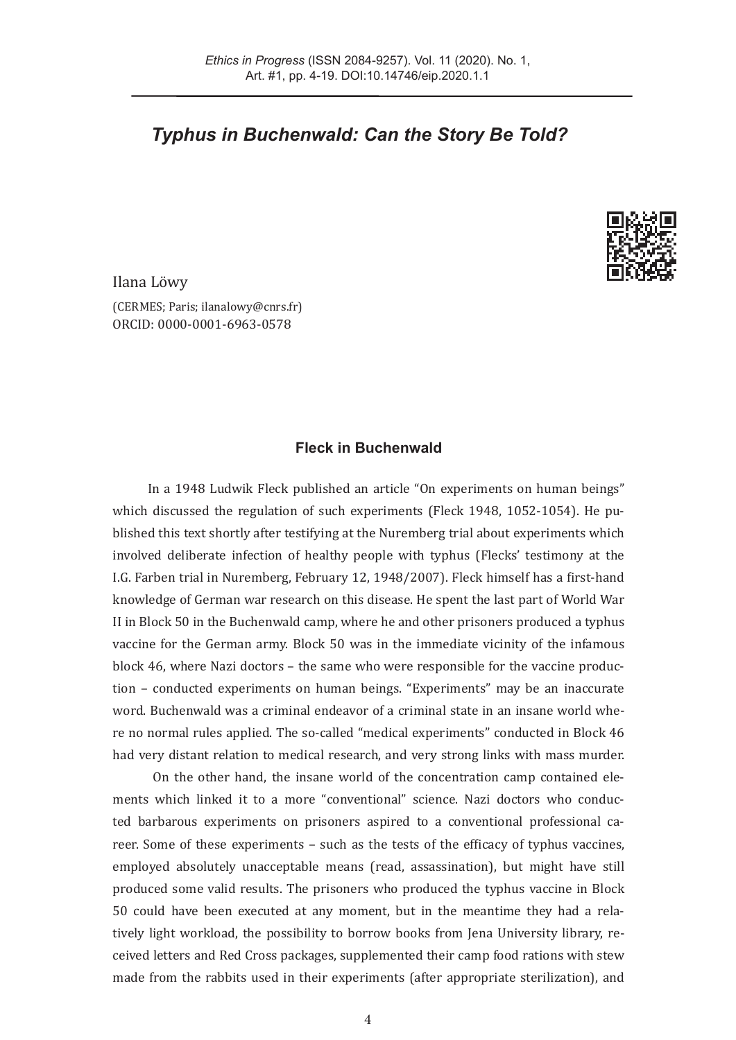# *Typhus in Buchenwald: Can the Story Be Told?*

Ilana Löwy

(CERMES; Paris; ilanalowy@cnrs.fr)
ORCID: 0000-0001-6963-0578

## Fleck in Buchenwald

In a 1948 Ludwik Fleck published an article "On experiments on human beings" which discussed the regulation of such experiments (Fleck 1948, 1052-1054). He published this text shortly after testifying at the Nuremberg trial about experiments which involved deliberate infection of healthy people with typhus (Flecks' testimony at the I.G. Farben trial in Nuremberg, February 12, 1948/2007). Fleck himself has a first-hand knowledge of German war research on this disease. He spent the last part of World War II in Block 50 in the Buchenwald camp, where he and other prisoners produced a typhus vaccine for the German army. Block 50 was in the immediate vicinity of the infamous block 46, where Nazi doctors – the same who were responsible for the vaccine production – conducted experiments on human beings. "Experiments" may be an inaccurate word. Buchenwald was a criminal endeavor of a criminal state in an insane world where no normal rules applied. The so-called "medical experiments" conducted in Block 46 had very distant relation to medical research, and very strong links with mass murder.

On the other hand, the insane world of the concentration camp contained elements which linked it to a more "conventional" science. Nazi doctors who conducted barbarous experiments on prisoners aspired to a conventional professional career. Some of these experiments – such as the tests of the efficacy of typhus vaccines, employed absolutely unacceptable means (read, assassination), but might have still produced some valid results. The prisoners who produced the typhus vaccine in Block 50 could have been executed at any moment, but in the meantime they had a relatively light workload, the possibility to borrow books from Jena University library, received letters and Red Cross packages, supplemented their camp food rations with stew made from the rabbits used in their experiments (after appropriate sterilization), and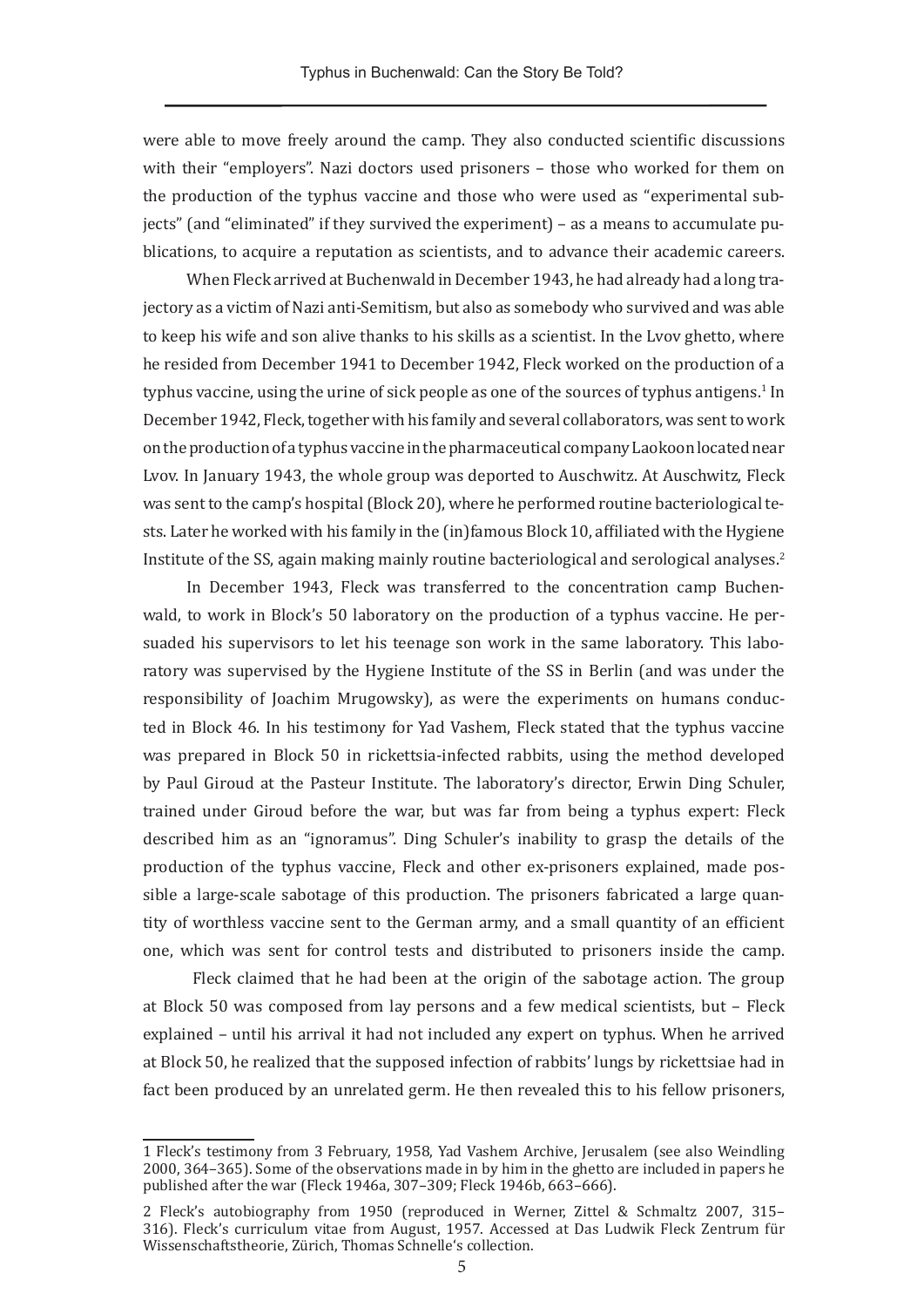were able to move freely around the camp. They also conducted scientific discussions with their "employers". Nazi doctors used prisoners – those who worked for them on the production of the typhus vaccine and those who were used as "experimental subjects" (and "eliminated" if they survived the experiment) – as a means to accumulate publications, to acquire a reputation as scientists, and to advance their academic careers.

When Fleck arrived at Buchenwald in December 1943, he had already had a long trajectory as a victim of Nazi anti-Semitism, but also as somebody who survived and was able to keep his wife and son alive thanks to his skills as a scientist. In the Lvov ghetto, where he resided from December 1941 to December 1942, Fleck worked on the production of a typhus vaccine, using the urine of sick people as one of the sources of typhus antigens.[1] In December 1942, Fleck, together with his family and several collaborators, was sent to work on the production of a typhus vaccine in the pharmaceutical company Laokoon located near Lvov. In January 1943, the whole group was deported to Auschwitz. At Auschwitz, Fleck was sent to the camp's hospital (Block 20), where he performed routine bacteriological tests. Later he worked with his family in the (in)famous Block 10, affiliated with the Hygiene Institute of the SS, again making mainly routine bacteriological and serological analyses.[2]

In December 1943, Fleck was transferred to the concentration camp Buchenwald, to work in Block's 50 laboratory on the production of a typhus vaccine. He persuaded his supervisors to let his teenage son work in the same laboratory. This laboratory was supervised by the Hygiene Institute of the SS in Berlin (and was under the responsibility of Joachim Mrugowsky), as were the experiments on humans conducted in Block 46. In his testimony for Yad Vashem, Fleck stated that the typhus vaccine was prepared in Block 50 in rickettsia-infected rabbits, using the method developed by Paul Giroud at the Pasteur Institute. The laboratory's director, Erwin Ding Schuler, trained under Giroud before the war, but was far from being a typhus expert: Fleck described him as an "ignoramus". Ding Schuler's inability to grasp the details of the production of the typhus vaccine, Fleck and other ex-prisoners explained, made possible a large-scale sabotage of this production. The prisoners fabricated a large quantity of worthless vaccine sent to the German army, and a small quantity of an efficient one, which was sent for control tests and distributed to prisoners inside the camp.

Fleck claimed that he had been at the origin of the sabotage action. The group at Block 50 was composed from lay persons and a few medical scientists, but – Fleck explained – until his arrival it had not included any expert on typhus. When he arrived at Block 50, he realized that the supposed infection of rabbits' lungs by rickettsiae had in fact been produced by an unrelated germ. He then revealed this to his fellow prisoners,

---

1 Fleck's testimony from 3 February, 1958, Yad Vashem Archive, Jerusalem (see also Weindling 2000, 364–365). Some of the observations made in by him in the ghetto are included in papers he published after the war (Fleck 1946a, 307–309; Fleck 1946b, 663–666).

2 Fleck's autobiography from 1950 (reproduced in Werner, Zittel & Schmaltz 2007, 315–316). Fleck's curriculum vitae from August, 1957. Accessed at Das Ludwik Fleck Zentrum für Wissenschaftstheorie, Zürich, Thomas Schnelle's collection.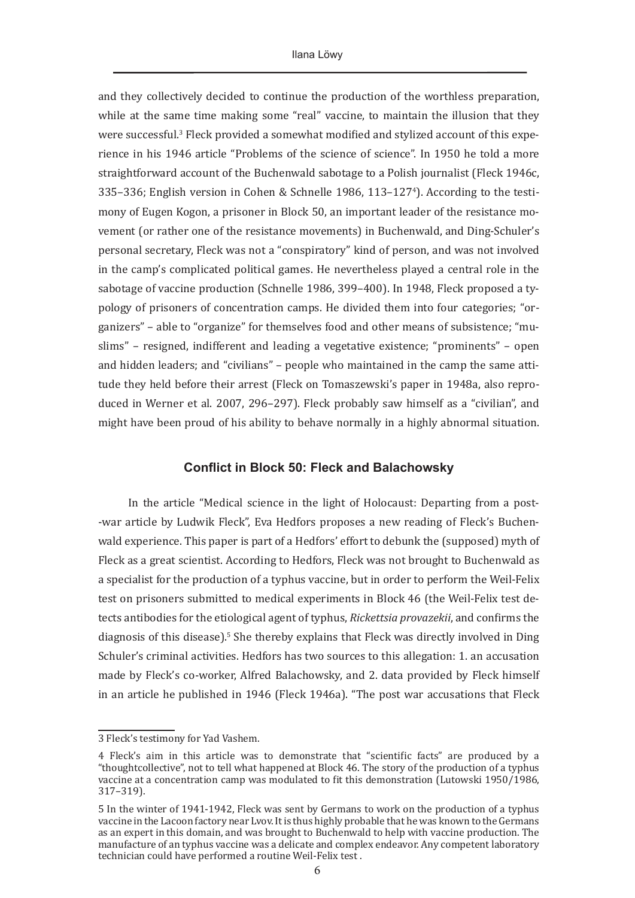and they collectively decided to continue the production of the worthless preparation, while at the same time making some "real" vaccine, to maintain the illusion that they were successful.[3] Fleck provided a somewhat modified and stylized account of this experience in his 1946 article "Problems of the science of science". In 1950 he told a more straightforward account of the Buchenwald sabotage to a Polish journalist (Fleck 1946c, 335–336; English version in Cohen & Schnelle 1986, 113–127[4]). According to the testimony of Eugen Kogon, a prisoner in Block 50, an important leader of the resistance movement (or rather one of the resistance movements) in Buchenwald, and Ding-Schuler's personal secretary, Fleck was not a "conspiratory" kind of person, and was not involved in the camp's complicated political games. He nevertheless played a central role in the sabotage of vaccine production (Schnelle 1986, 399–400). In 1948, Fleck proposed a typology of prisoners of concentration camps. He divided them into four categories; "organizers" – able to "organize" for themselves food and other means of subsistence; "muslims" – resigned, indifferent and leading a vegetative existence; "prominents" – open and hidden leaders; and "civilians" – people who maintained in the camp the same attitude they held before their arrest (Fleck on Tomaszewski's paper in 1948a, also reproduced in Werner et al. 2007, 296–297). Fleck probably saw himself as a "civilian", and might have been proud of his ability to behave normally in a highly abnormal situation.

## Conflict in Block 50: Fleck and Balachowsky

In the article "Medical science in the light of Holocaust: Departing from a post--war article by Ludwik Fleck", Eva Hedfors proposes a new reading of Fleck's Buchenwald experience. This paper is part of a Hedfors' effort to debunk the (supposed) myth of Fleck as a great scientist. According to Hedfors, Fleck was not brought to Buchenwald as a specialist for the production of a typhus vaccine, but in order to perform the Weil-Felix test on prisoners submitted to medical experiments in Block 46 (the Weil-Felix test detects antibodies for the etiological agent of typhus, *Rickettsia provazekii*, and confirms the diagnosis of this disease).[5] She thereby explains that Fleck was directly involved in Ding Schuler's criminal activities. Hedfors has two sources to this allegation: 1. an accusation made by Fleck's co-worker, Alfred Balachowsky, and 2. data provided by Fleck himself in an article he published in 1946 (Fleck 1946a). "The post war accusations that Fleck

---

3 Fleck's testimony for Yad Vashem.

4 Fleck's aim in this article was to demonstrate that "scientific facts" are produced by a "thoughtcollective", not to tell what happened at Block 46. The story of the production of a typhus vaccine at a concentration camp was modulated to fit this demonstration (Lutowski 1950/1986, 317–319).

5 In the winter of 1941-1942, Fleck was sent by Germans to work on the production of a typhus vaccine in the Lacoon factory near Lvov. It is thus highly probable that he was known to the Germans as an expert in this domain, and was brought to Buchenwald to help with vaccine production. The manufacture of an typhus vaccine was a delicate and complex endeavor. Any competent laboratory technician could have performed a routine Weil-Felix test .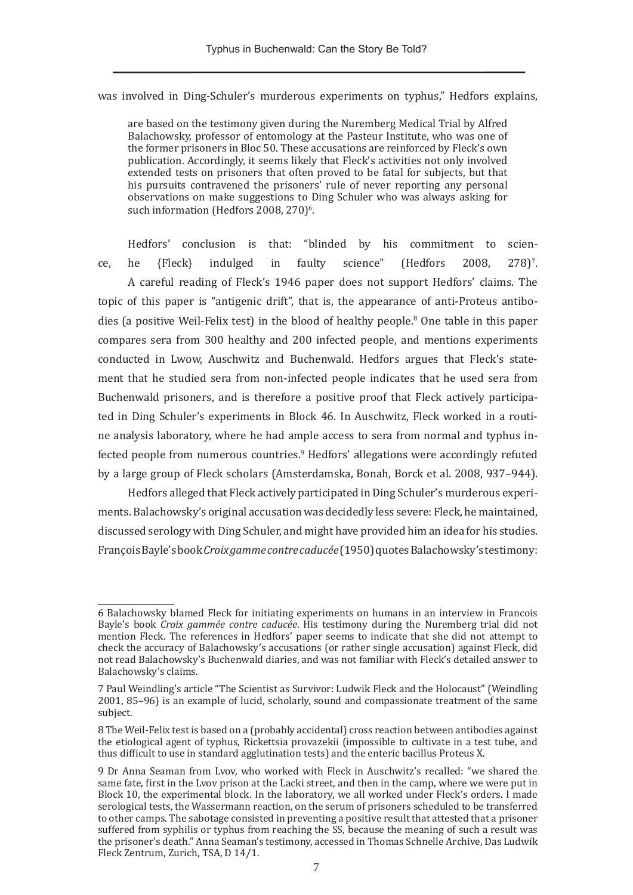was involved in Ding-Schuler's murderous experiments on typhus," Hedfors explains,

> are based on the testimony given during the Nuremberg Medical Trial by Alfred Balachowsky, professor of entomology at the Pasteur Institute, who was one of the former prisoners in Bloc 50. These accusations are reinforced by Fleck's own publication. Accordingly, it seems likely that Fleck's activities not only involved extended tests on prisoners that often proved to be fatal for subjects, but that his pursuits contravened the prisoners' rule of never reporting any personal observations on make suggestions to Ding Schuler who was always asking for such information (Hedfors 2008, 270)[6].

Hedfors' conclusion is that: "blinded by his commitment to science, he {Fleck} indulged in faulty science" (Hedfors 2008, 278)[7].

A careful reading of Fleck's 1946 paper does not support Hedfors' claims. The topic of this paper is "antigenic drift", that is, the appearance of anti-Proteus antibodies (a positive Weil-Felix test) in the blood of healthy people.[8] One table in this paper compares sera from 300 healthy and 200 infected people, and mentions experiments conducted in Lwow, Auschwitz and Buchenwald. Hedfors argues that Fleck's statement that he studied sera from non-infected people indicates that he used sera from Buchenwald prisoners, and is therefore a positive proof that Fleck actively participated in Ding Schuler's experiments in Block 46. In Auschwitz, Fleck worked in a routine analysis laboratory, where he had ample access to sera from normal and typhus infected people from numerous countries.[9] Hedfors' allegations were accordingly refuted by a large group of Fleck scholars (Amsterdamska, Bonah, Borck et al. 2008, 937–944).

Hedfors alleged that Fleck actively participated in Ding Schuler's murderous experiments. Balachowsky's original accusation was decidedly less severe: Fleck, he maintained, discussed serology with Ding Schuler, and might have provided him an idea for his studies. François Bayle's book *Croix gamme contre caducée* (1950) quotes Balachowsky's testimony:

---

6 Balachowsky blamed Fleck for initiating experiments on humans in an interview in Francois Bayle's book *Croix gammée contre caducée*. His testimony during the Nuremberg trial did not mention Fleck. The references in Hedfors' paper seems to indicate that she did not attempt to check the accuracy of Balachowsky's accusations (or rather single accusation) against Fleck, did not read Balachowsky's Buchenwald diaries, and was not familiar with Fleck's detailed answer to Balachowsky's claims.

7 Paul Weindling's article "The Scientist as Survivor: Ludwik Fleck and the Holocaust" (Weindling 2001, 85–96) is an example of lucid, scholarly, sound and compassionate treatment of the same subject.

8 The Weil-Felix test is based on a (probably accidental) cross reaction between antibodies against the etiological agent of typhus, Rickettsia provazekii (impossible to cultivate in a test tube, and thus difficult to use in standard agglutination tests) and the enteric bacillus Proteus X.

9 Dr Anna Seaman from Lvov, who worked with Fleck in Auschwitz's recalled: "we shared the same fate, first in the Lvov prison at the Lacki street, and then in the camp, where we were put in Block 10, the experimental block. In the laboratory, we all worked under Fleck's orders. I made serological tests, the Wassermann reaction, on the serum of prisoners scheduled to be transferred to other camps. The sabotage consisted in preventing a positive result that attested that a prisoner suffered from syphilis or typhus from reaching the SS, because the meaning of such a result was the prisoner's death." Anna Seaman's testimony, accessed in Thomas Schnelle Archive, Das Ludwik Fleck Zentrum, Zurich, TSA, D 14/1.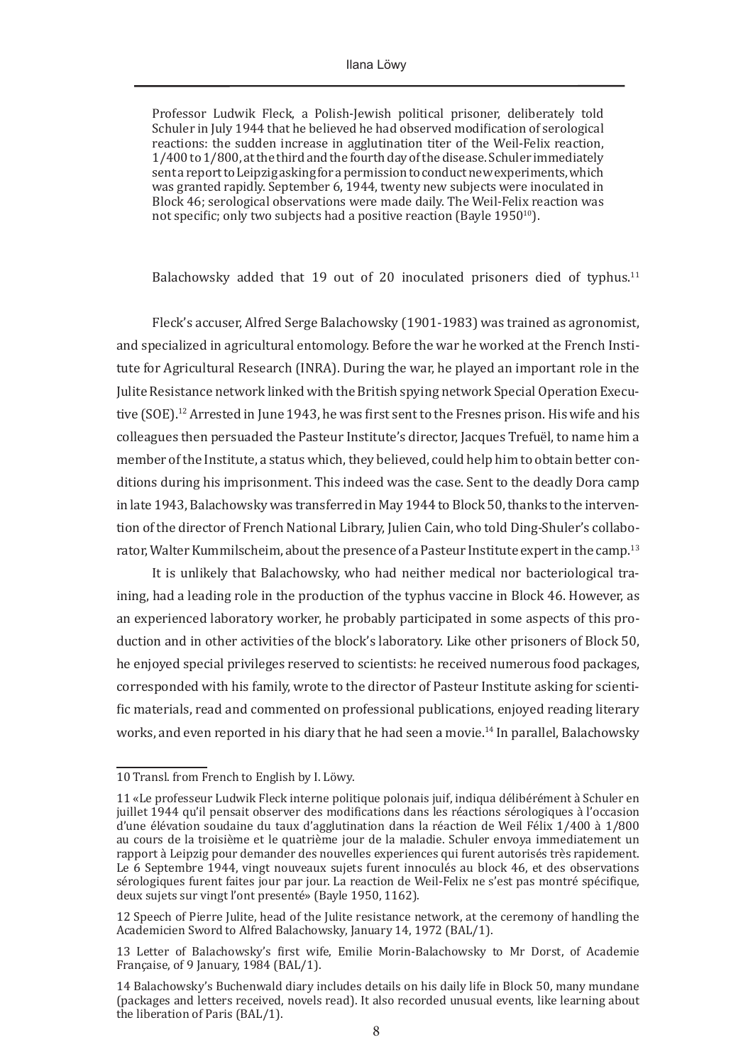> Professor Ludwik Fleck, a Polish-Jewish political prisoner, deliberately told Schuler in July 1944 that he believed he had observed modification of serological reactions: the sudden increase in agglutination titer of the Weil-Felix reaction, 1/400 to 1/800, at the third and the fourth day of the disease. Schuler immediately sent a report to Leipzig asking for a permission to conduct new experiments, which was granted rapidly. September 6, 1944, twenty new subjects were inoculated in Block 46; serological observations were made daily. The Weil-Felix reaction was not specific; only two subjects had a positive reaction (Bayle 1950[10]).

Balachowsky added that 19 out of 20 inoculated prisoners died of typhus.[11]

Fleck's accuser, Alfred Serge Balachowsky (1901-1983) was trained as agronomist, and specialized in agricultural entomology. Before the war he worked at the French Institute for Agricultural Research (INRA). During the war, he played an important role in the Julite Resistance network linked with the British spying network Special Operation Executive (SOE).[12] Arrested in June 1943, he was first sent to the Fresnes prison. His wife and his colleagues then persuaded the Pasteur Institute's director, Jacques Trefuël, to name him a member of the Institute, a status which, they believed, could help him to obtain better conditions during his imprisonment. This indeed was the case. Sent to the deadly Dora camp in late 1943, Balachowsky was transferred in May 1944 to Block 50, thanks to the intervention of the director of French National Library, Julien Cain, who told Ding-Shuler's collaborator, Walter Kummilscheim, about the presence of a Pasteur Institute expert in the camp.[13]

It is unlikely that Balachowsky, who had neither medical nor bacteriological training, had a leading role in the production of the typhus vaccine in Block 46. However, as an experienced laboratory worker, he probably participated in some aspects of this production and in other activities of the block's laboratory. Like other prisoners of Block 50, he enjoyed special privileges reserved to scientists: he received numerous food packages, corresponded with his family, wrote to the director of Pasteur Institute asking for scientific materials, read and commented on professional publications, enjoyed reading literary works, and even reported in his diary that he had seen a movie.[14] In parallel, Balachowsky

---

10 Transl. from French to English by I. Löwy.

11 «Le professeur Ludwik Fleck interne politique polonais juif, indiqua délibérément à Schuler en juillet 1944 qu'il pensait observer des modifications dans les réactions sérologiques à l'occasion d'une élévation soudaine du taux d'agglutination dans la réaction de Weil Félix 1/400 à 1/800 au cours de la troisième et le quatrième jour de la maladie. Schuler envoya immediatement un rapport à Leipzig pour demander des nouvelles experiences qui furent autorisés très rapidement. Le 6 Septembre 1944, vingt nouveaux sujets furent innoculés au block 46, et des observations sérologiques furent faites jour par jour. La reaction de Weil-Felix ne s'est pas montré spécifique, deux sujets sur vingt l'ont presenté» (Bayle 1950, 1162).

12 Speech of Pierre Julite, head of the Julite resistance network, at the ceremony of handling the Academicien Sword to Alfred Balachowsky, January 14, 1972 (BAL/1).

13 Letter of Balachowsky's first wife, Emilie Morin-Balachowsky to Mr Dorst, of Academie Française, of 9 January, 1984 (BAL/1).

14 Balachowsky's Buchenwald diary includes details on his daily life in Block 50, many mundane (packages and letters received, novels read). It also recorded unusual events, like learning about the liberation of Paris (BAL/1).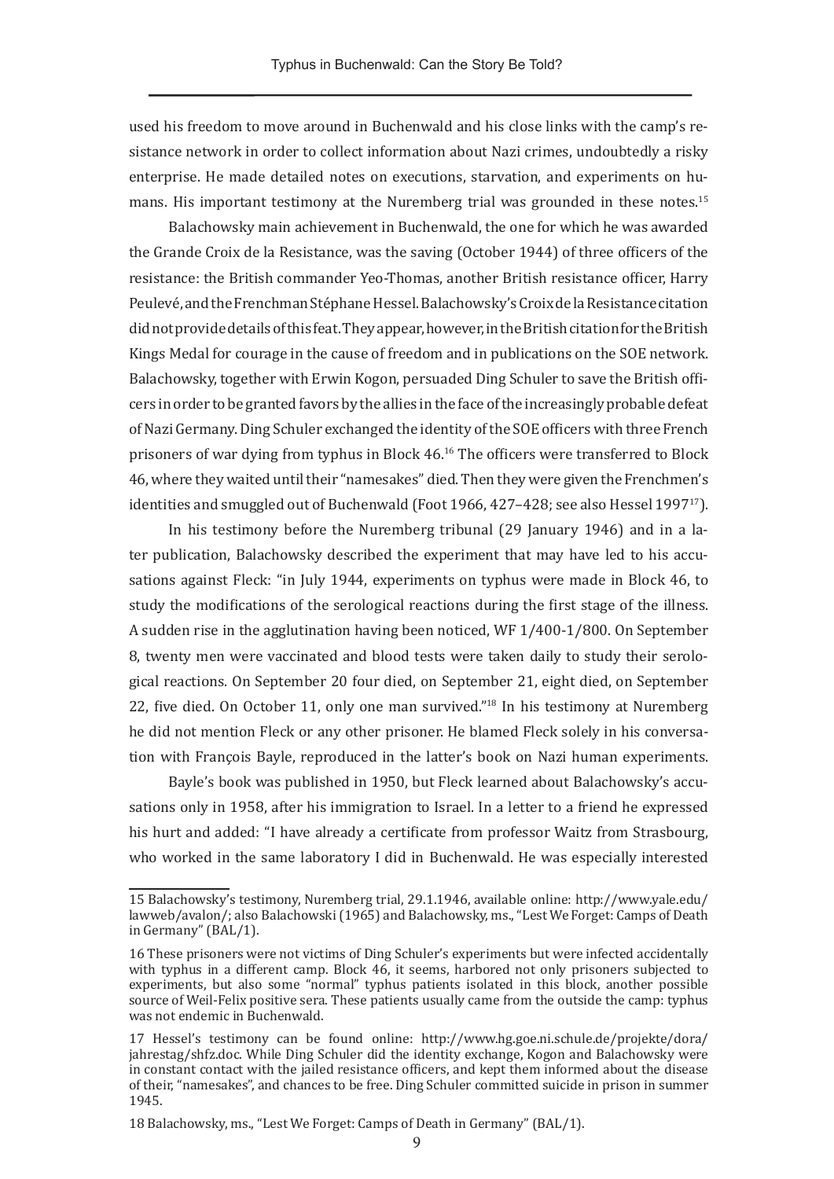used his freedom to move around in Buchenwald and his close links with the camp's resistance network in order to collect information about Nazi crimes, undoubtedly a risky enterprise. He made detailed notes on executions, starvation, and experiments on humans. His important testimony at the Nuremberg trial was grounded in these notes.[15]

Balachowsky main achievement in Buchenwald, the one for which he was awarded the Grande Croix de la Resistance, was the saving (October 1944) of three officers of the resistance: the British commander Yeo-Thomas, another British resistance officer, Harry Peulevé, and the Frenchman Stéphane Hessel. Balachowsky's Croix de la Resistance citation did not provide details of this feat. They appear, however, in the British citation for the British Kings Medal for courage in the cause of freedom and in publications on the SOE network. Balachowsky, together with Erwin Kogon, persuaded Ding Schuler to save the British officers in order to be granted favors by the allies in the face of the increasingly probable defeat of Nazi Germany. Ding Schuler exchanged the identity of the SOE officers with three French prisoners of war dying from typhus in Block 46.[16] The officers were transferred to Block 46, where they waited until their "namesakes" died. Then they were given the Frenchmen's identities and smuggled out of Buchenwald (Foot 1966, 427–428; see also Hessel 1997[17]).

In his testimony before the Nuremberg tribunal (29 January 1946) and in a later publication, Balachowsky described the experiment that may have led to his accusations against Fleck: "in July 1944, experiments on typhus were made in Block 46, to study the modifications of the serological reactions during the first stage of the illness. A sudden rise in the agglutination having been noticed, WF 1/400-1/800. On September 8, twenty men were vaccinated and blood tests were taken daily to study their serological reactions. On September 20 four died, on September 21, eight died, on September 22, five died. On October 11, only one man survived."[18] In his testimony at Nuremberg he did not mention Fleck or any other prisoner. He blamed Fleck solely in his conversation with François Bayle, reproduced in the latter's book on Nazi human experiments.

Bayle's book was published in 1950, but Fleck learned about Balachowsky's accusations only in 1958, after his immigration to Israel. In a letter to a friend he expressed his hurt and added: "I have already a certificate from professor Waitz from Strasbourg, who worked in the same laboratory I did in Buchenwald. He was especially interested

---

15 Balachowsky's testimony, Nuremberg trial, 29.1.1946, available online: http://www.yale.edu/lawweb/avalon/; also Balachowski (1965) and Balachowsky, ms., "Lest We Forget: Camps of Death in Germany" (BAL/1).

16 These prisoners were not victims of Ding Schuler's experiments but were infected accidentally with typhus in a different camp. Block 46, it seems, harbored not only prisoners subjected to experiments, but also some "normal" typhus patients isolated in this block, another possible source of Weil-Felix positive sera. These patients usually came from the outside the camp: typhus was not endemic in Buchenwald.

17 Hessel's testimony can be found online: http://www.hg.goe.ni.schule.de/projekte/dora/jahrestag/shfz.doc. While Ding Schuler did the identity exchange, Kogon and Balachowsky were in constant contact with the jailed resistance officers, and kept them informed about the disease of their, "namesakes", and chances to be free. Ding Schuler committed suicide in prison in summer 1945.

18 Balachowsky, ms., "Lest We Forget: Camps of Death in Germany" (BAL/1).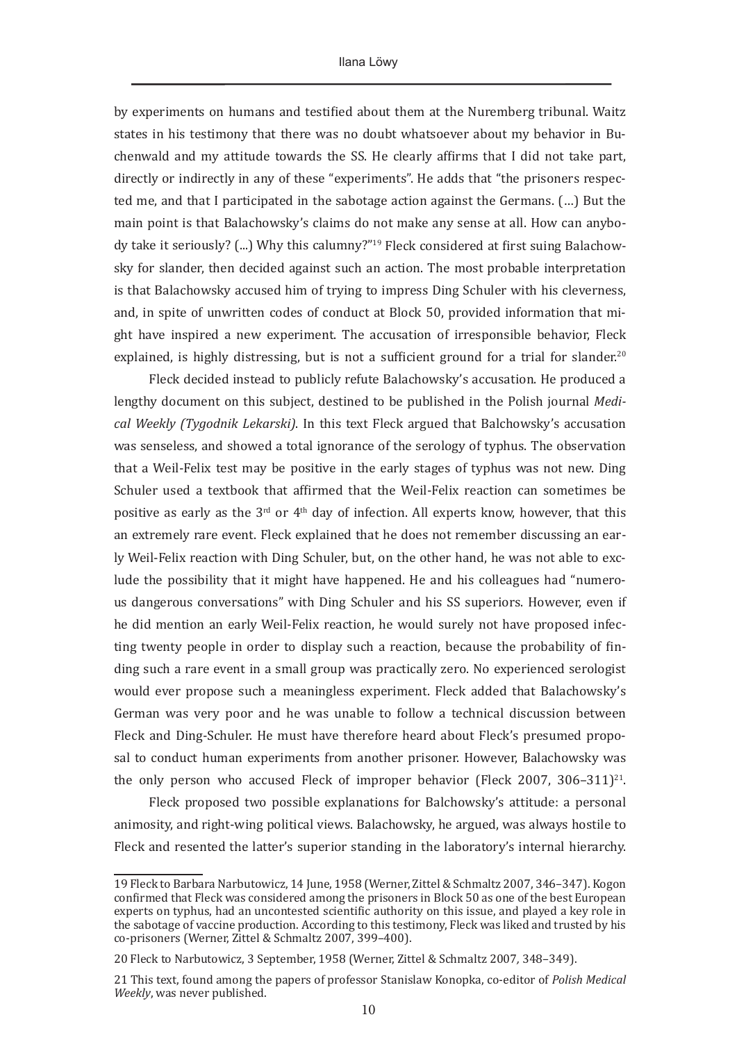by experiments on humans and testified about them at the Nuremberg tribunal. Waitz states in his testimony that there was no doubt whatsoever about my behavior in Buchenwald and my attitude towards the SS. He clearly affirms that I did not take part, directly or indirectly in any of these "experiments". He adds that "the prisoners respected me, and that I participated in the sabotage action against the Germans. (…) But the main point is that Balachowsky's claims do not make any sense at all. How can anybody take it seriously? (...) Why this calumny?"[19] Fleck considered at first suing Balachowsky for slander, then decided against such an action. The most probable interpretation is that Balachowsky accused him of trying to impress Ding Schuler with his cleverness, and, in spite of unwritten codes of conduct at Block 50, provided information that might have inspired a new experiment. The accusation of irresponsible behavior, Fleck explained, is highly distressing, but is not a sufficient ground for a trial for slander.[20]

Fleck decided instead to publicly refute Balachowsky's accusation. He produced a lengthy document on this subject, destined to be published in the Polish journal *Medical Weekly (Tygodnik Lekarski)*. In this text Fleck argued that Balchowsky's accusation was senseless, and showed a total ignorance of the serology of typhus. The observation that a Weil-Felix test may be positive in the early stages of typhus was not new. Ding Schuler used a textbook that affirmed that the Weil-Felix reaction can sometimes be positive as early as the 3rd or 4th day of infection. All experts know, however, that this an extremely rare event. Fleck explained that he does not remember discussing an early Weil-Felix reaction with Ding Schuler, but, on the other hand, he was not able to exclude the possibility that it might have happened. He and his colleagues had "numerous dangerous conversations" with Ding Schuler and his SS superiors. However, even if he did mention an early Weil-Felix reaction, he would surely not have proposed infecting twenty people in order to display such a reaction, because the probability of finding such a rare event in a small group was practically zero. No experienced serologist would ever propose such a meaningless experiment. Fleck added that Balachowsky's German was very poor and he was unable to follow a technical discussion between Fleck and Ding-Schuler. He must have therefore heard about Fleck's presumed proposal to conduct human experiments from another prisoner. However, Balachowsky was the only person who accused Fleck of improper behavior (Fleck 2007, 306–311)[21].

Fleck proposed two possible explanations for Balchowsky's attitude: a personal animosity, and right-wing political views. Balachowsky, he argued, was always hostile to Fleck and resented the latter's superior standing in the laboratory's internal hierarchy.

---

19 Fleck to Barbara Narbutowicz, 14 June, 1958 (Werner, Zittel & Schmaltz 2007, 346–347). Kogon confirmed that Fleck was considered among the prisoners in Block 50 as one of the best European experts on typhus, had an uncontested scientific authority on this issue, and played a key role in the sabotage of vaccine production. According to this testimony, Fleck was liked and trusted by his co-prisoners (Werner, Zittel & Schmaltz 2007, 399–400).

20 Fleck to Narbutowicz, 3 September, 1958 (Werner, Zittel & Schmaltz 2007, 348–349).

21 This text, found among the papers of professor Stanislaw Konopka, co-editor of *Polish Medical Weekly*, was never published.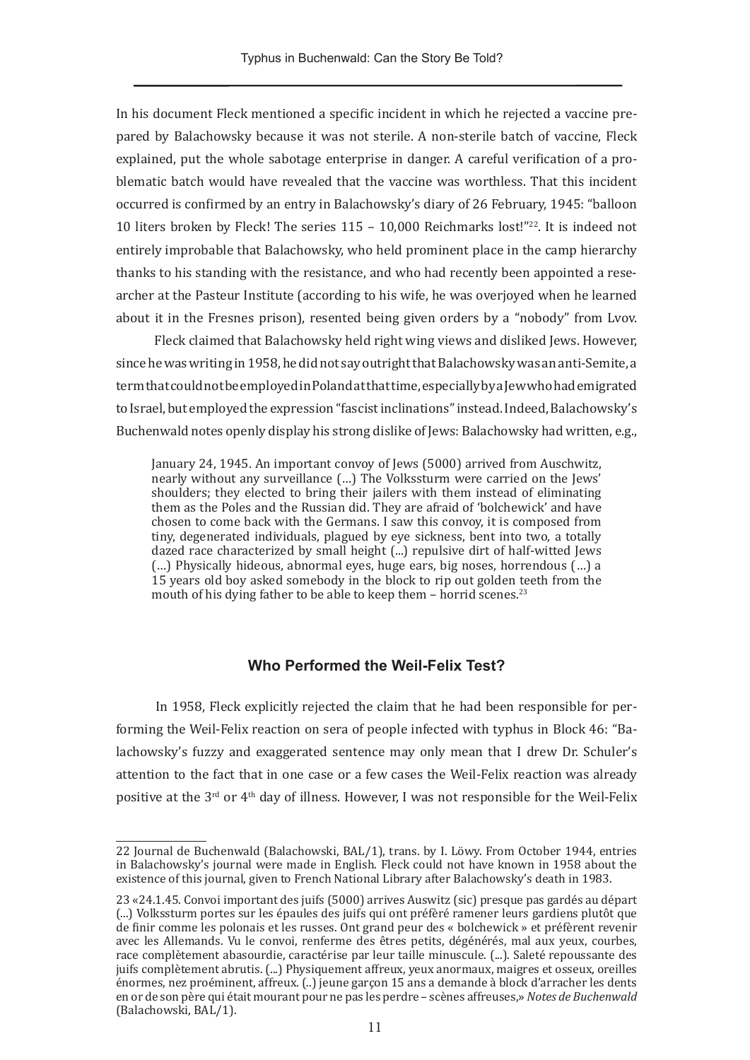In his document Fleck mentioned a specific incident in which he rejected a vaccine prepared by Balachowsky because it was not sterile. A non-sterile batch of vaccine, Fleck explained, put the whole sabotage enterprise in danger. A careful verification of a problematic batch would have revealed that the vaccine was worthless. That this incident occurred is confirmed by an entry in Balachowsky's diary of 26 February, 1945: "balloon 10 liters broken by Fleck! The series 115 – 10,000 Reichmarks lost!"[22]. It is indeed not entirely improbable that Balachowsky, who held prominent place in the camp hierarchy thanks to his standing with the resistance, and who had recently been appointed a researcher at the Pasteur Institute (according to his wife, he was overjoyed when he learned about it in the Fresnes prison), resented being given orders by a "nobody" from Lvov.

Fleck claimed that Balachowsky held right wing views and disliked Jews. However, since he was writing in 1958, he did not say outright that Balachowsky was an anti-Semite, a term that could not be employed in Poland at that time, especially by a Jew who had emigrated to Israel, but employed the expression "fascist inclinations" instead. Indeed, Balachowsky's Buchenwald notes openly display his strong dislike of Jews: Balachowsky had written, e.g.,

> January 24, 1945. An important convoy of Jews (5000) arrived from Auschwitz, nearly without any surveillance (…) The Volkssturm were carried on the Jews' shoulders; they elected to bring their jailers with them instead of eliminating them as the Poles and the Russian did. They are afraid of 'bolchewick' and have chosen to come back with the Germans. I saw this convoy, it is composed from tiny, degenerated individuals, plagued by eye sickness, bent into two, a totally dazed race characterized by small height (...) repulsive dirt of half-witted Jews (…) Physically hideous, abnormal eyes, huge ears, big noses, horrendous (…) a 15 years old boy asked somebody in the block to rip out golden teeth from the mouth of his dying father to be able to keep them – horrid scenes.[23]

## Who Performed the Weil-Felix Test?

In 1958, Fleck explicitly rejected the claim that he had been responsible for performing the Weil-Felix reaction on sera of people infected with typhus in Block 46: "Balachowsky's fuzzy and exaggerated sentence may only mean that I drew Dr. Schuler's attention to the fact that in one case or a few cases the Weil-Felix reaction was already positive at the 3rd or 4th day of illness. However, I was not responsible for the Weil-Felix

---

22 Journal de Buchenwald (Balachowski, BAL/1), trans. by I. Löwy. From October 1944, entries in Balachowsky's journal were made in English. Fleck could not have known in 1958 about the existence of this journal, given to French National Library after Balachowsky's death in 1983.

23 «24.1.45. Convoi important des juifs (5000) arrives Auswitz (sic) presque pas gardés au départ (...) Volkssturm portes sur les épaules des juifs qui ont préféré ramener leurs gardiens plutôt que de finir comme les polonais et les russes. Ont grand peur des « bolchewick » et préfèrent revenir avec les Allemands. Vu le convoi, renferme des êtres petits, dégénérés, mal aux yeux, courbes, race complètement abasourdie, caractérise par leur taille minuscule. (...). Saleté repoussante des juifs complètement abrutis. (...) Physiquement affreux, yeux anormaux, maigres et osseux, oreilles énormes, nez proéminent, affreux. (..) jeune garçon 15 ans a demande à block d'arracher les dents en or de son père qui était mourant pour ne pas les perdre – scènes affreuses,» *Notes de Buchenwald* (Balachowski, BAL/1).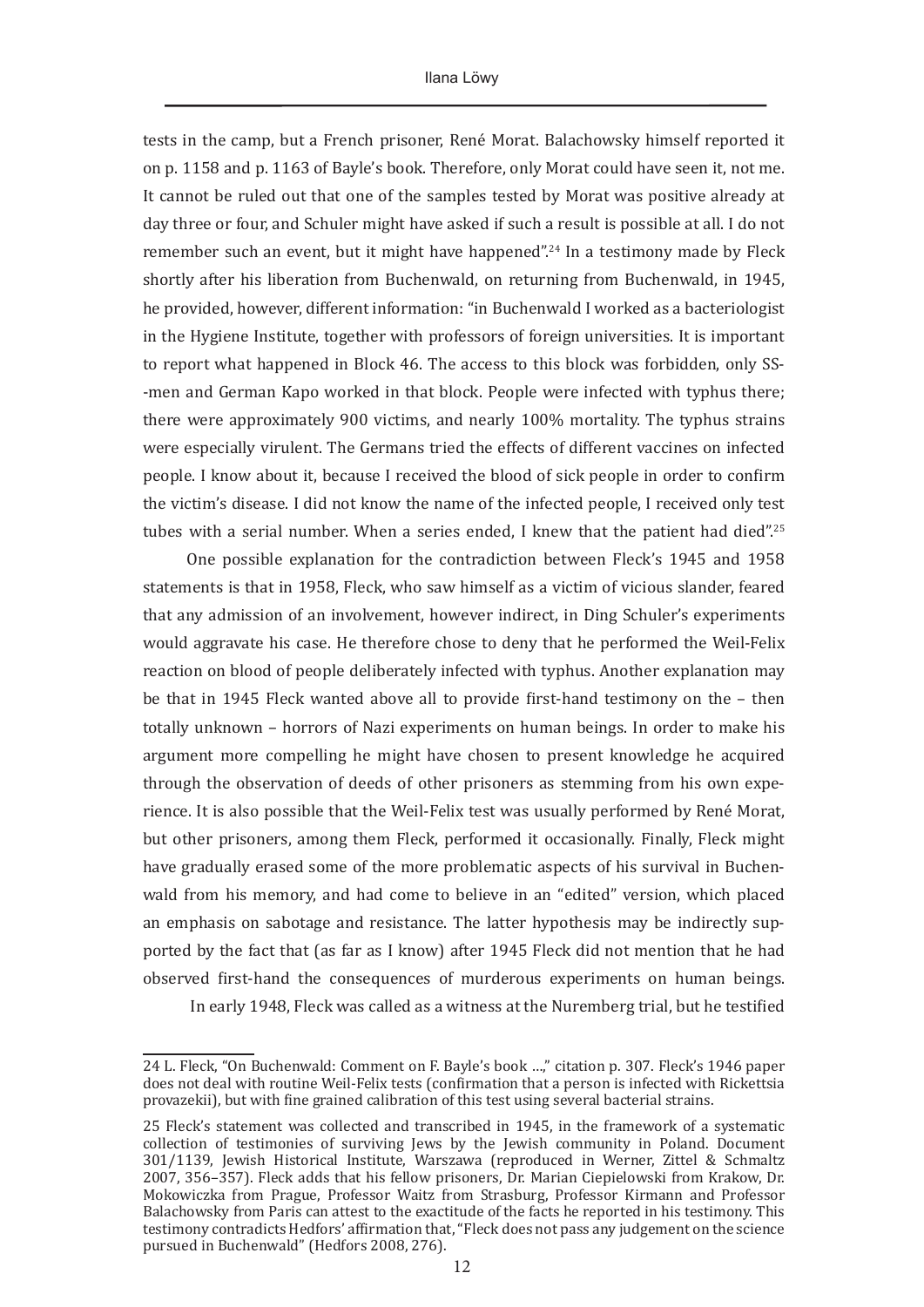tests in the camp, but a French prisoner, René Morat. Balachowsky himself reported it on p. 1158 and p. 1163 of Bayle's book. Therefore, only Morat could have seen it, not me. It cannot be ruled out that one of the samples tested by Morat was positive already at day three or four, and Schuler might have asked if such a result is possible at all. I do not remember such an event, but it might have happened".[24] In a testimony made by Fleck shortly after his liberation from Buchenwald, on returning from Buchenwald, in 1945, he provided, however, different information: "in Buchenwald I worked as a bacteriologist in the Hygiene Institute, together with professors of foreign universities. It is important to report what happened in Block 46. The access to this block was forbidden, only SS--men and German Kapo worked in that block. People were infected with typhus there; there were approximately 900 victims, and nearly 100% mortality. The typhus strains were especially virulent. The Germans tried the effects of different vaccines on infected people. I know about it, because I received the blood of sick people in order to confirm the victim's disease. I did not know the name of the infected people, I received only test tubes with a serial number. When a series ended, I knew that the patient had died".[25]

One possible explanation for the contradiction between Fleck's 1945 and 1958 statements is that in 1958, Fleck, who saw himself as a victim of vicious slander, feared that any admission of an involvement, however indirect, in Ding Schuler's experiments would aggravate his case. He therefore chose to deny that he performed the Weil-Felix reaction on blood of people deliberately infected with typhus. Another explanation may be that in 1945 Fleck wanted above all to provide first-hand testimony on the – then totally unknown – horrors of Nazi experiments on human beings. In order to make his argument more compelling he might have chosen to present knowledge he acquired through the observation of deeds of other prisoners as stemming from his own experience. It is also possible that the Weil-Felix test was usually performed by René Morat, but other prisoners, among them Fleck, performed it occasionally. Finally, Fleck might have gradually erased some of the more problematic aspects of his survival in Buchenwald from his memory, and had come to believe in an "edited" version, which placed an emphasis on sabotage and resistance. The latter hypothesis may be indirectly supported by the fact that (as far as I know) after 1945 Fleck did not mention that he had observed first-hand the consequences of murderous experiments on human beings.

In early 1948, Fleck was called as a witness at the Nuremberg trial, but he testified

---

24 L. Fleck, "On Buchenwald: Comment on F. Bayle's book ...," citation p. 307. Fleck's 1946 paper does not deal with routine Weil-Felix tests (confirmation that a person is infected with Rickettsia provazekii), but with fine grained calibration of this test using several bacterial strains.

25 Fleck's statement was collected and transcribed in 1945, in the framework of a systematic collection of testimonies of surviving Jews by the Jewish community in Poland. Document 301/1139, Jewish Historical Institute, Warszawa (reproduced in Werner, Zittel & Schmaltz 2007, 356–357). Fleck adds that his fellow prisoners, Dr. Marian Ciepielowski from Krakow, Dr. Mokowiczka from Prague, Professor Waitz from Strasburg, Professor Kirmann and Professor Balachowsky from Paris can attest to the exactitude of the facts he reported in his testimony. This testimony contradicts Hedfors' affirmation that, "Fleck does not pass any judgement on the science pursued in Buchenwald" (Hedfors 2008, 276).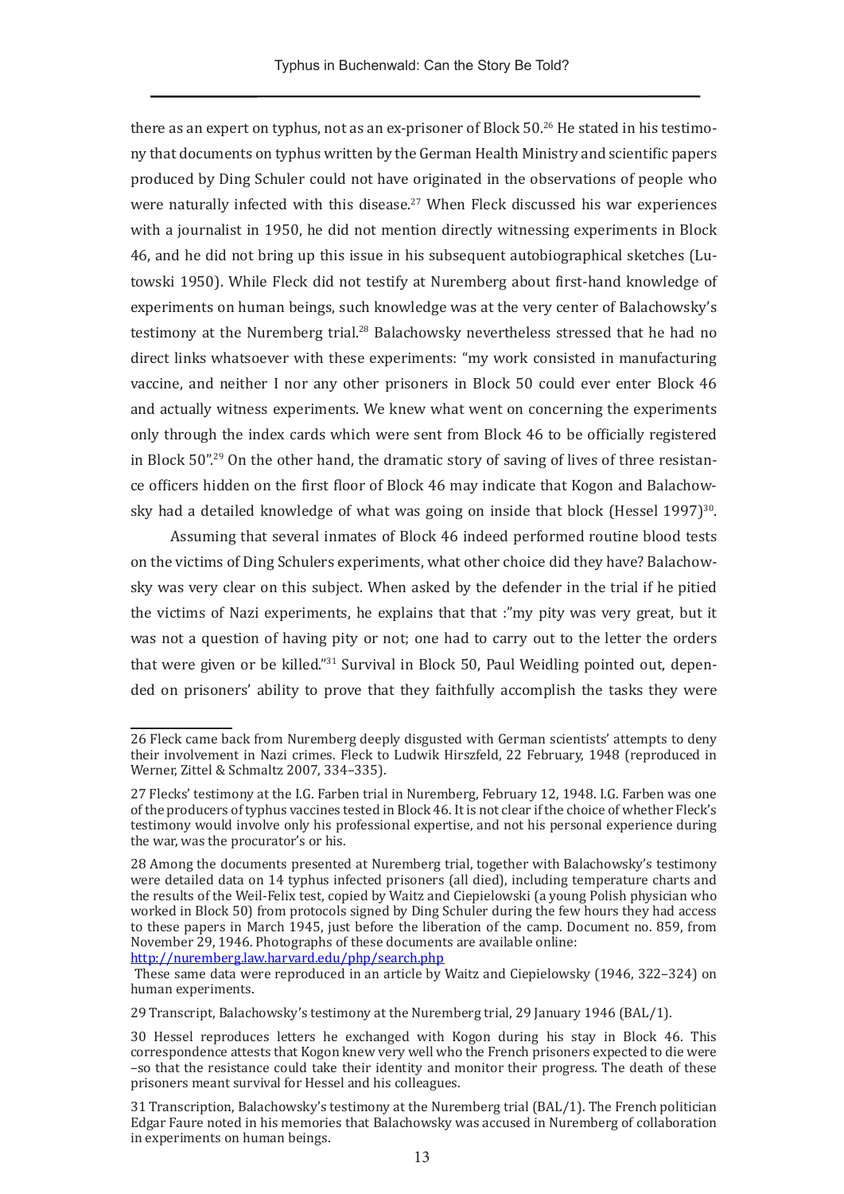there as an expert on typhus, not as an ex-prisoner of Block 50.[26] He stated in his testimony that documents on typhus written by the German Health Ministry and scientific papers produced by Ding Schuler could not have originated in the observations of people who were naturally infected with this disease.[27] When Fleck discussed his war experiences with a journalist in 1950, he did not mention directly witnessing experiments in Block 46, and he did not bring up this issue in his subsequent autobiographical sketches (Lutowski 1950). While Fleck did not testify at Nuremberg about first-hand knowledge of experiments on human beings, such knowledge was at the very center of Balachowsky's testimony at the Nuremberg trial.[28] Balachowsky nevertheless stressed that he had no direct links whatsoever with these experiments: "my work consisted in manufacturing vaccine, and neither I nor any other prisoners in Block 50 could ever enter Block 46 and actually witness experiments. We knew what went on concerning the experiments only through the index cards which were sent from Block 46 to be officially registered in Block 50".[29] On the other hand, the dramatic story of saving of lives of three resistance officers hidden on the first floor of Block 46 may indicate that Kogon and Balachowsky had a detailed knowledge of what was going on inside that block (Hessel 1997)[30].

Assuming that several inmates of Block 46 indeed performed routine blood tests on the victims of Ding Schulers experiments, what other choice did they have? Balachowsky was very clear on this subject. When asked by the defender in the trial if he pitied the victims of Nazi experiments, he explains that that :"my pity was very great, but it was not a question of having pity or not; one had to carry out to the letter the orders that were given or be killed."[31] Survival in Block 50, Paul Weidling pointed out, depended on prisoners' ability to prove that they faithfully accomplish the tasks they were

---

26 Fleck came back from Nuremberg deeply disgusted with German scientists' attempts to deny their involvement in Nazi crimes. Fleck to Ludwik Hirszfeld, 22 February, 1948 (reproduced in Werner, Zittel & Schmaltz 2007, 334–335).

27 Flecks' testimony at the I.G. Farben trial in Nuremberg, February 12, 1948. I.G. Farben was one of the producers of typhus vaccines tested in Block 46. It is not clear if the choice of whether Fleck's testimony would involve only his professional expertise, and not his personal experience during the war, was the procurator's or his.

28 Among the documents presented at Nuremberg trial, together with Balachowsky's testimony were detailed data on 14 typhus infected prisoners (all died), including temperature charts and the results of the Weil-Felix test, copied by Waitz and Ciepielowski (a young Polish physician who worked in Block 50) from protocols signed by Ding Schuler during the few hours they had access to these papers in March 1945, just before the liberation of the camp. Document no. 859, from November 29, 1946. Photographs of these documents are available online: http://nuremberg.law.harvard.edu/php/search.php
These same data were reproduced in an article by Waitz and Ciepielowsky (1946, 322–324) on human experiments.

29 Transcript, Balachowsky's testimony at the Nuremberg trial, 29 January 1946 (BAL/1).

30 Hessel reproduces letters he exchanged with Kogon during his stay in Block 46. This correspondence attests that Kogon knew very well who the French prisoners expected to die were –so that the resistance could take their identity and monitor their progress. The death of these prisoners meant survival for Hessel and his colleagues.

31 Transcription, Balachowsky's testimony at the Nuremberg trial (BAL/1). The French politician Edgar Faure noted in his memories that Balachowsky was accused in Nuremberg of collaboration in experiments on human beings.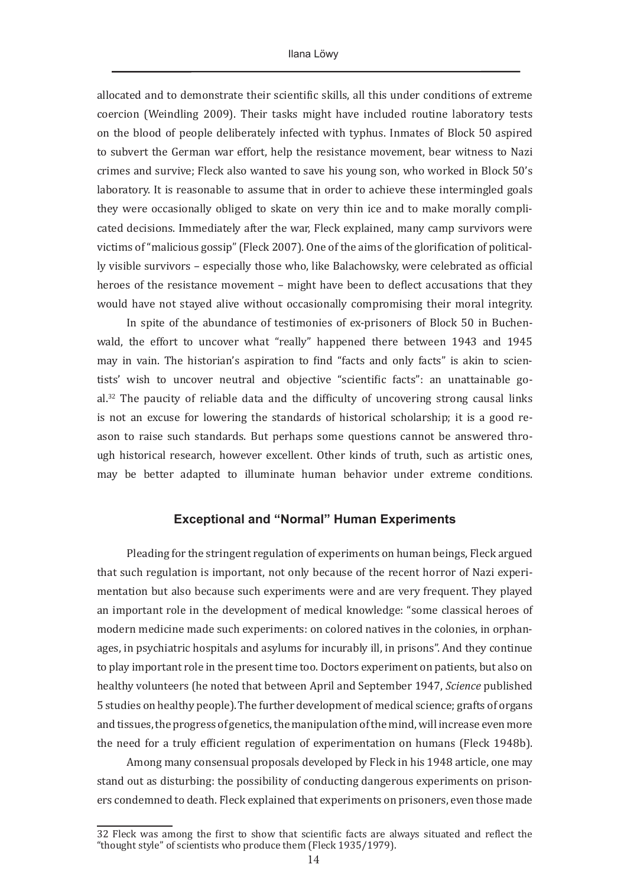allocated and to demonstrate their scientific skills, all this under conditions of extreme coercion (Weindling 2009). Their tasks might have included routine laboratory tests on the blood of people deliberately infected with typhus. Inmates of Block 50 aspired to subvert the German war effort, help the resistance movement, bear witness to Nazi crimes and survive; Fleck also wanted to save his young son, who worked in Block 50's laboratory. It is reasonable to assume that in order to achieve these intermingled goals they were occasionally obliged to skate on very thin ice and to make morally complicated decisions. Immediately after the war, Fleck explained, many camp survivors were victims of "malicious gossip" (Fleck 2007). One of the aims of the glorification of politically visible survivors – especially those who, like Balachowsky, were celebrated as official heroes of the resistance movement – might have been to deflect accusations that they would have not stayed alive without occasionally compromising their moral integrity.

In spite of the abundance of testimonies of ex-prisoners of Block 50 in Buchenwald, the effort to uncover what "really" happened there between 1943 and 1945 may in vain. The historian's aspiration to find "facts and only facts" is akin to scientists' wish to uncover neutral and objective "scientific facts": an unattainable goal.[32] The paucity of reliable data and the difficulty of uncovering strong causal links is not an excuse for lowering the standards of historical scholarship; it is a good reason to raise such standards. But perhaps some questions cannot be answered through historical research, however excellent. Other kinds of truth, such as artistic ones, may be better adapted to illuminate human behavior under extreme conditions.

## Exceptional and "Normal" Human Experiments

Pleading for the stringent regulation of experiments on human beings, Fleck argued that such regulation is important, not only because of the recent horror of Nazi experimentation but also because such experiments were and are very frequent. They played an important role in the development of medical knowledge: "some classical heroes of modern medicine made such experiments: on colored natives in the colonies, in orphanages, in psychiatric hospitals and asylums for incurably ill, in prisons". And they continue to play important role in the present time too. Doctors experiment on patients, but also on healthy volunteers (he noted that between April and September 1947, *Science* published 5 studies on healthy people). The further development of medical science; grafts of organs and tissues, the progress of genetics, the manipulation of the mind, will increase even more the need for a truly efficient regulation of experimentation on humans (Fleck 1948b).

Among many consensual proposals developed by Fleck in his 1948 article, one may stand out as disturbing: the possibility of conducting dangerous experiments on prisoners condemned to death. Fleck explained that experiments on prisoners, even those made

---

32 Fleck was among the first to show that scientific facts are always situated and reflect the "thought style" of scientists who produce them (Fleck 1935/1979).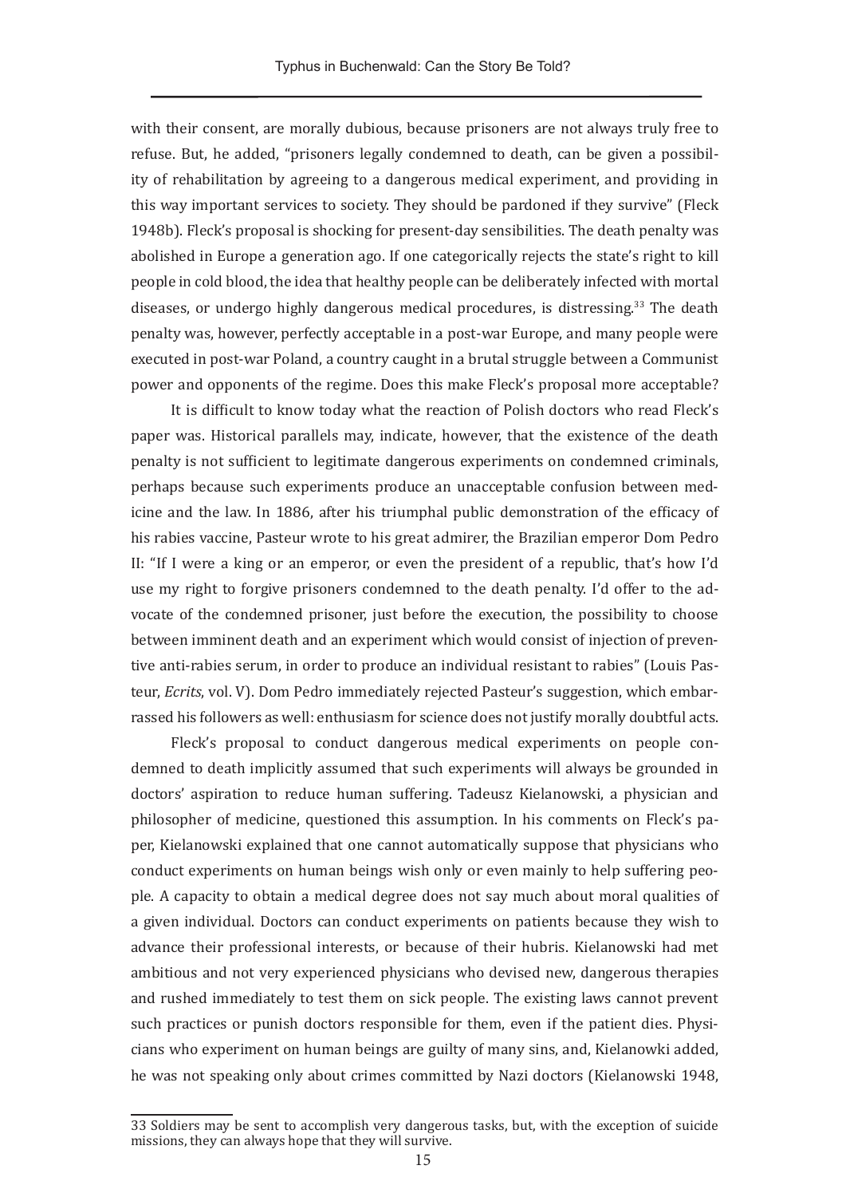with their consent, are morally dubious, because prisoners are not always truly free to refuse. But, he added, "prisoners legally condemned to death, can be given a possibility of rehabilitation by agreeing to a dangerous medical experiment, and providing in this way important services to society. They should be pardoned if they survive" (Fleck 1948b). Fleck's proposal is shocking for present-day sensibilities. The death penalty was abolished in Europe a generation ago. If one categorically rejects the state's right to kill people in cold blood, the idea that healthy people can be deliberately infected with mortal diseases, or undergo highly dangerous medical procedures, is distressing.[33] The death penalty was, however, perfectly acceptable in a post-war Europe, and many people were executed in post-war Poland, a country caught in a brutal struggle between a Communist power and opponents of the regime. Does this make Fleck's proposal more acceptable?

It is difficult to know today what the reaction of Polish doctors who read Fleck's paper was. Historical parallels may, indicate, however, that the existence of the death penalty is not sufficient to legitimate dangerous experiments on condemned criminals, perhaps because such experiments produce an unacceptable confusion between medicine and the law. In 1886, after his triumphal public demonstration of the efficacy of his rabies vaccine, Pasteur wrote to his great admirer, the Brazilian emperor Dom Pedro II: "If I were a king or an emperor, or even the president of a republic, that's how I'd use my right to forgive prisoners condemned to the death penalty. I'd offer to the advocate of the condemned prisoner, just before the execution, the possibility to choose between imminent death and an experiment which would consist of injection of preventive anti-rabies serum, in order to produce an individual resistant to rabies" (Louis Pasteur, *Ecrits*, vol. V). Dom Pedro immediately rejected Pasteur's suggestion, which embarrassed his followers as well: enthusiasm for science does not justify morally doubtful acts.

Fleck's proposal to conduct dangerous medical experiments on people condemned to death implicitly assumed that such experiments will always be grounded in doctors' aspiration to reduce human suffering. Tadeusz Kielanowski, a physician and philosopher of medicine, questioned this assumption. In his comments on Fleck's paper, Kielanowski explained that one cannot automatically suppose that physicians who conduct experiments on human beings wish only or even mainly to help suffering people. A capacity to obtain a medical degree does not say much about moral qualities of a given individual. Doctors can conduct experiments on patients because they wish to advance their professional interests, or because of their hubris. Kielanowski had met ambitious and not very experienced physicians who devised new, dangerous therapies and rushed immediately to test them on sick people. The existing laws cannot prevent such practices or punish doctors responsible for them, even if the patient dies. Physicians who experiment on human beings are guilty of many sins, and, Kielanowki added, he was not speaking only about crimes committed by Nazi doctors (Kielanowski 1948,

---

[33] Soldiers may be sent to accomplish very dangerous tasks, but, with the exception of suicide missions, they can always hope that they will survive.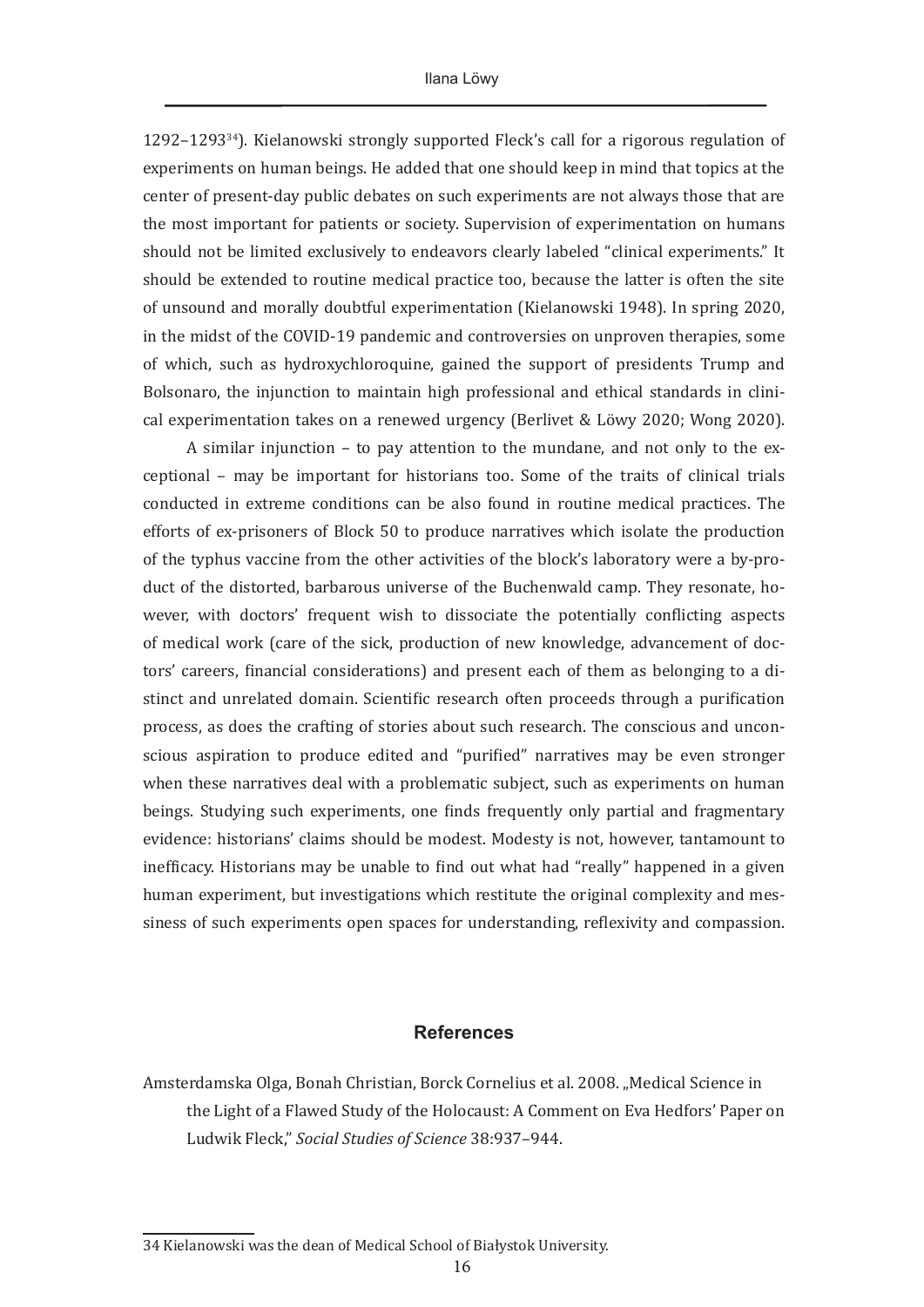1292–1293[34]). Kielanowski strongly supported Fleck's call for a rigorous regulation of experiments on human beings. He added that one should keep in mind that topics at the center of present-day public debates on such experiments are not always those that are the most important for patients or society. Supervision of experimentation on humans should not be limited exclusively to endeavors clearly labeled "clinical experiments." It should be extended to routine medical practice too, because the latter is often the site of unsound and morally doubtful experimentation (Kielanowski 1948). In spring 2020, in the midst of the COVID-19 pandemic and controversies on unproven therapies, some of which, such as hydroxychloroquine, gained the support of presidents Trump and Bolsonaro, the injunction to maintain high professional and ethical standards in clinical experimentation takes on a renewed urgency (Berlivet & Löwy 2020; Wong 2020).

A similar injunction – to pay attention to the mundane, and not only to the exceptional – may be important for historians too. Some of the traits of clinical trials conducted in extreme conditions can be also found in routine medical practices. The efforts of ex-prisoners of Block 50 to produce narratives which isolate the production of the typhus vaccine from the other activities of the block's laboratory were a by-product of the distorted, barbarous universe of the Buchenwald camp. They resonate, however, with doctors' frequent wish to dissociate the potentially conflicting aspects of medical work (care of the sick, production of new knowledge, advancement of doctors' careers, financial considerations) and present each of them as belonging to a distinct and unrelated domain. Scientific research often proceeds through a purification process, as does the crafting of stories about such research. The conscious and unconscious aspiration to produce edited and "purified" narratives may be even stronger when these narratives deal with a problematic subject, such as experiments on human beings. Studying such experiments, one finds frequently only partial and fragmentary evidence: historians' claims should be modest. Modesty is not, however, tantamount to inefficacy. Historians may be unable to find out what had "really" happened in a given human experiment, but investigations which restitute the original complexity and messiness of such experiments open spaces for understanding, reflexivity and compassion.

## References

Amsterdamska Olga, Bonah Christian, Borck Cornelius et al. 2008. „Medical Science in the Light of a Flawed Study of the Holocaust: A Comment on Eva Hedfors' Paper on Ludwik Fleck," *Social Studies of Science* 38:937–944.

---

34 Kielanowski was the dean of Medical School of Białystok University.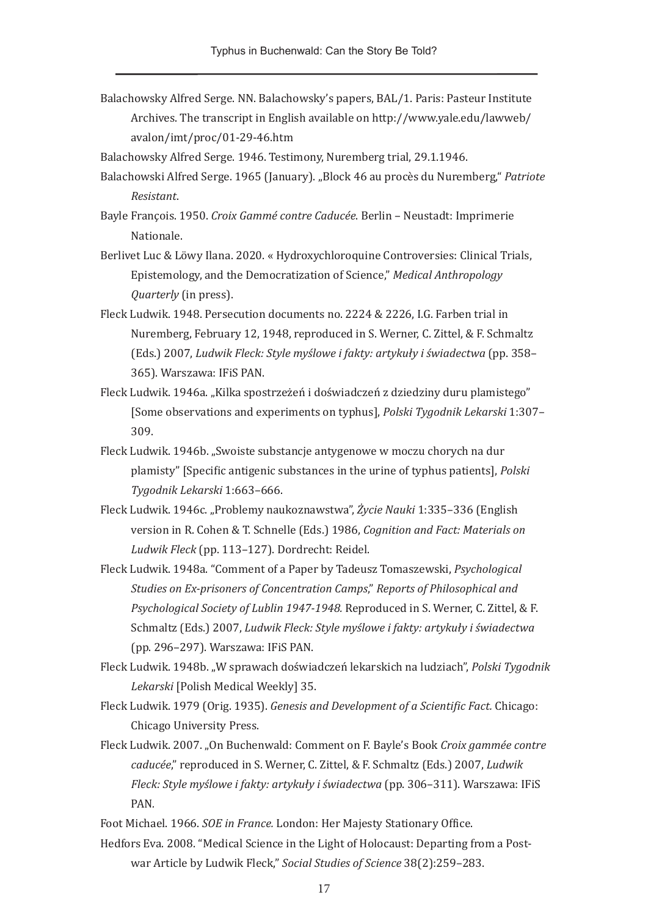Balachowsky Alfred Serge. NN. Balachowsky's papers, BAL/1. Paris: Pasteur Institute Archives. The transcript in English available on http://www.yale.edu/lawweb/avalon/imt/proc/01-29-46.htm

Balachowsky Alfred Serge. 1946. Testimony, Nuremberg trial, 29.1.1946.

Balachowski Alfred Serge. 1965 (January). „Block 46 au procès du Nuremberg," *Patriote Resistant*.

Bayle François. 1950. *Croix Gammé contre Caducée*. Berlin – Neustadt: Imprimerie Nationale.

Berlivet Luc & Löwy Ilana. 2020. « Hydroxychloroquine Controversies: Clinical Trials, Epistemology, and the Democratization of Science," *Medical Anthropology Quarterly* (in press).

Fleck Ludwik. 1948. Persecution documents no. 2224 & 2226, I.G. Farben trial in Nuremberg, February 12, 1948, reproduced in S. Werner, C. Zittel, & F. Schmaltz (Eds.) 2007, *Ludwik Fleck: Style myślowe i fakty: artykuły i świadectwa* (pp. 358–365). Warszawa: IFiS PAN.

Fleck Ludwik. 1946a. „Kilka spostrzeżeń i doświadczeń z dziedziny duru plamistego" [Some observations and experiments on typhus], *Polski Tygodnik Lekarski* 1:307–309.

Fleck Ludwik. 1946b. „Swoiste substancje antygenowe w moczu chorych na dur plamisty" [Specific antigenic substances in the urine of typhus patients], *Polski Tygodnik Lekarski* 1:663–666.

Fleck Ludwik. 1946c. „Problemy naukoznawstwa", *Życie Nauki* 1:335–336 (English version in R. Cohen & T. Schnelle (Eds.) 1986, *Cognition and Fact: Materials on Ludwik Fleck* (pp. 113–127). Dordrecht: Reidel.

Fleck Ludwik. 1948a. "Comment of a Paper by Tadeusz Tomaszewski, *Psychological Studies on Ex-prisoners of Concentration Camps*," *Reports of Philosophical and Psychological Society of Lublin 1947-1948.* Reproduced in S. Werner, C. Zittel, & F. Schmaltz (Eds.) 2007, *Ludwik Fleck: Style myślowe i fakty: artykuły i świadectwa* (pp. 296–297). Warszawa: IFiS PAN.

Fleck Ludwik. 1948b. „W sprawach doświadczeń lekarskich na ludziach", *Polski Tygodnik Lekarski* [Polish Medical Weekly] 35.

Fleck Ludwik. 1979 (Orig. 1935). *Genesis and Development of a Scientific Fact.* Chicago: Chicago University Press.

Fleck Ludwik. 2007. „On Buchenwald: Comment on F. Bayle's Book *Croix gammée contre caducée*," reproduced in S. Werner, C. Zittel, & F. Schmaltz (Eds.) 2007, *Ludwik Fleck: Style myślowe i fakty: artykuły i świadectwa* (pp. 306–311). Warszawa: IFiS PAN.

Foot Michael. 1966. *SOE in France.* London: Her Majesty Stationary Office.

Hedfors Eva. 2008. "Medical Science in the Light of Holocaust: Departing from a Post-war Article by Ludwik Fleck," *Social Studies of Science* 38(2):259–283.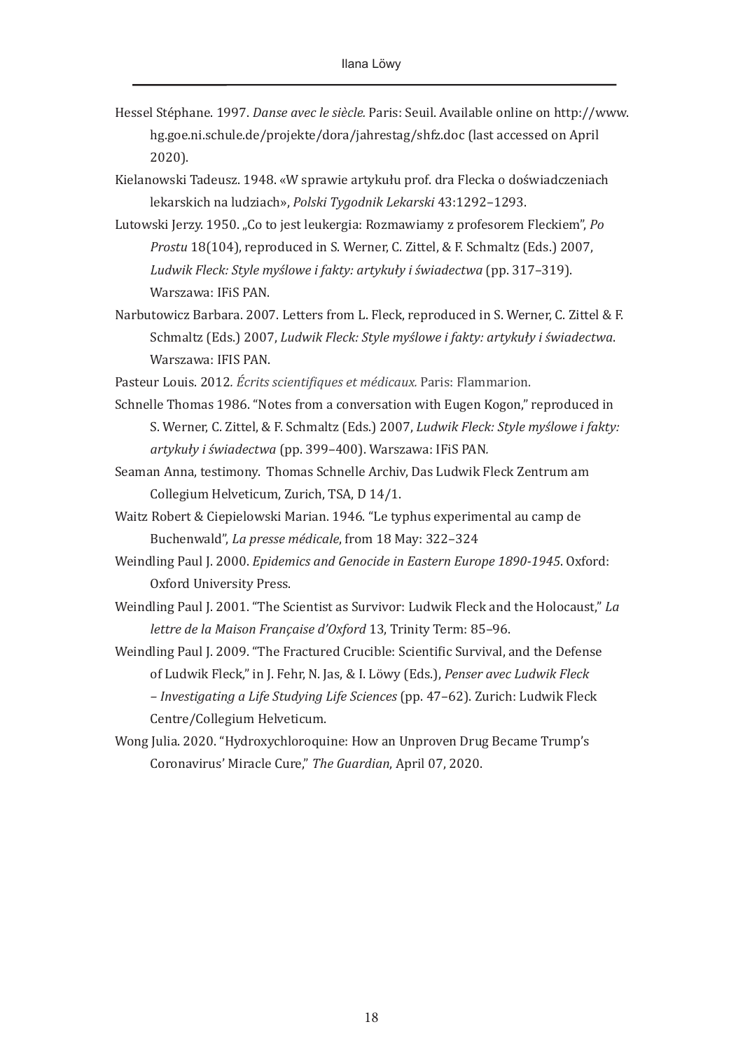Hessel Stéphane. 1997. *Danse avec le siècle.* Paris: Seuil. Available online on http://www.hg.goe.ni.schule.de/projekte/dora/jahrestag/shfz.doc (last accessed on April 2020).

Kielanowski Tadeusz. 1948. «W sprawie artykułu prof. dra Flecka o doświadczeniach lekarskich na ludziach», *Polski Tygodnik Lekarski* 43:1292–1293.

Lutowski Jerzy. 1950. „Co to jest leukergia: Rozmawiamy z profesorem Fleckiem", *Po Prostu* 18(104), reproduced in S. Werner, C. Zittel, & F. Schmaltz (Eds.) 2007, *Ludwik Fleck: Style myślowe i fakty: artykuły i świadectwa* (pp. 317–319). Warszawa: IFiS PAN.

Narbutowicz Barbara. 2007. Letters from L. Fleck, reproduced in S. Werner, C. Zittel & F. Schmaltz (Eds.) 2007, *Ludwik Fleck: Style myślowe i fakty: artykuły i świadectwa*. Warszawa: IFIS PAN.

Pasteur Louis. 2012. *Écrits scientifiques et médicaux.* Paris: Flammarion.

Schnelle Thomas 1986. "Notes from a conversation with Eugen Kogon," reproduced in S. Werner, C. Zittel, & F. Schmaltz (Eds.) 2007, *Ludwik Fleck: Style myślowe i fakty: artykuły i świadectwa* (pp. 399–400). Warszawa: IFiS PAN.

Seaman Anna, testimony. Thomas Schnelle Archiv, Das Ludwik Fleck Zentrum am Collegium Helveticum, Zurich, TSA, D 14/1.

Waitz Robert & Ciepielowski Marian. 1946. "Le typhus experimental au camp de Buchenwald", *La presse médicale*, from 18 May: 322–324

Weindling Paul J. 2000. *Epidemics and Genocide in Eastern Europe 1890-1945*. Oxford: Oxford University Press.

Weindling Paul J. 2001. "The Scientist as Survivor: Ludwik Fleck and the Holocaust," *La lettre de la Maison Française d'Oxford* 13, Trinity Term: 85–96.

Weindling Paul J. 2009. "The Fractured Crucible: Scientific Survival, and the Defense of Ludwik Fleck," in J. Fehr, N. Jas, & I. Löwy (Eds.), *Penser avec Ludwik Fleck – Investigating a Life Studying Life Sciences* (pp. 47–62). Zurich: Ludwik Fleck Centre/Collegium Helveticum.

Wong Julia. 2020. "Hydroxychloroquine: How an Unproven Drug Became Trump's Coronavirus' Miracle Cure," *The Guardian*, April 07, 2020.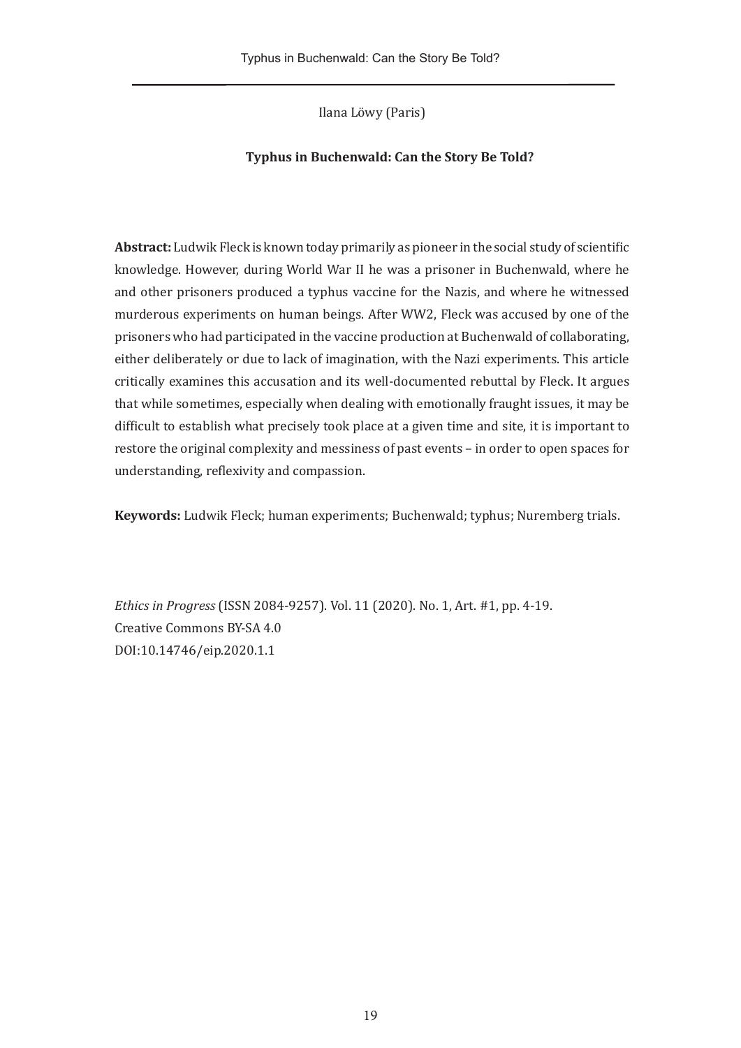Ilana Löwy (Paris)

**Typhus in Buchenwald: Can the Story Be Told?**

**Abstract:** Ludwik Fleck is known today primarily as pioneer in the social study of scientific knowledge. However, during World War II he was a prisoner in Buchenwald, where he and other prisoners produced a typhus vaccine for the Nazis, and where he witnessed murderous experiments on human beings. After WW2, Fleck was accused by one of the prisoners who had participated in the vaccine production at Buchenwald of collaborating, either deliberately or due to lack of imagination, with the Nazi experiments. This article critically examines this accusation and its well-documented rebuttal by Fleck. It argues that while sometimes, especially when dealing with emotionally fraught issues, it may be difficult to establish what precisely took place at a given time and site, it is important to restore the original complexity and messiness of past events – in order to open spaces for understanding, reflexivity and compassion.

**Keywords:** Ludwik Fleck; human experiments; Buchenwald; typhus; Nuremberg trials.

*Ethics in Progress* (ISSN 2084-9257). Vol. 11 (2020). No. 1, Art. #1, pp. 4-19.
Creative Commons BY-SA 4.0
DOI:10.14746/eip.2020.1.1